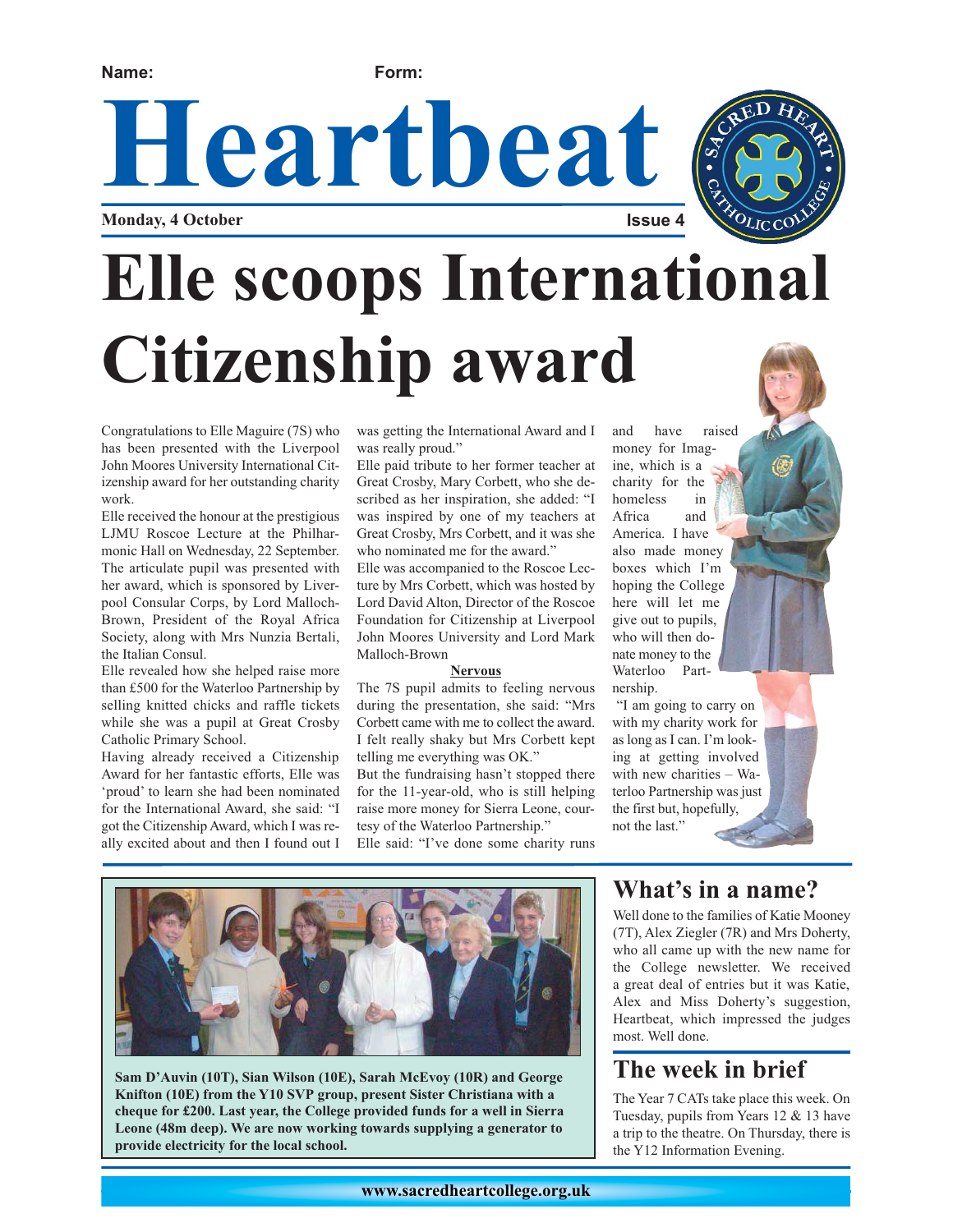Name: Form:

# Heartbeat

Monday, 4 October Issue 4

# Elle scoops International Citizenship award

Congratulations to Elle Maguire (7S) who has been presented with the Liverpool John Moores University International Citizenship award for her outstanding charity work.

Elle received the honour at the prestigious LJMU Roscoe Lecture at the Philharmonic Hall on Wednesday, 22 September. The articulate pupil was presented with her award, which is sponsored by Liverpool Consular Corps, by Lord Malloch-Brown, President of the Royal Africa Society, along with Mrs Nunzia Bertali, the Italian Consul.

Elle revealed how she helped raise more than £500 for the Waterloo Partnership by selling knitted chicks and raffle tickets while she was a pupil at Great Crosby Catholic Primary School.

Having already received a Citizenship Award for her fantastic efforts, Elle was 'proud' to learn she had been nominated for the International Award, she said: "I got the Citizenship Award, which I was really excited about and then I found out I was getting the International Award and I was really proud."

Elle paid tribute to her former teacher at Great Crosby, Mary Corbett, who she described as her inspiration, she added: "I was inspired by one of my teachers at Great Crosby, Mrs Corbett, and it was she who nominated me for the award."

Elle was accompanied to the Roscoe Lecture by Mrs Corbett, which was hosted by Lord David Alton, Director of the Roscoe Foundation for Citizenship at Liverpool John Moores University and Lord Mark Malloch-Brown

**Nervous**

The 7S pupil admits to feeling nervous during the presentation, she said: "Mrs Corbett came with me to collect the award. I felt really shaky but Mrs Corbett kept telling me everything was OK."

But the fundraising hasn't stopped there for the 11-year-old, who is still helping raise more money for Sierra Leone, courtesy of the Waterloo Partnership."

Elle said: "I've done some charity runs and have raised money for Imagine, which is a charity for the homeless in Africa and America. I have also made money boxes which I'm hoping the College here will let me give out to pupils, who will then donate money to the Waterloo Partnership.

"I am going to carry on with my charity work for as long as I can. I'm looking at getting involved with new charities – Waterloo Partnership was just the first but, hopefully, not the last."

**Sam D'Auvin (10T), Sian Wilson (10E), Sarah McEvoy (10R) and George Knifton (10E) from the Y10 SVP group, present Sister Christiana with a cheque for £200. Last year, the College provided funds for a well in Sierra Leone (48m deep). We are now working towards supplying a generator to provide electricity for the local school.**

## What's in a name?

Well done to the families of Katie Mooney (7T), Alex Ziegler (7R) and Mrs Doherty, who all came up with the new name for the College newsletter. We received a great deal of entries but it was Katie, Alex and Miss Doherty's suggestion, Heartbeat, which impressed the judges most. Well done.

## The week in brief

The Year 7 CATs take place this week. On Tuesday, pupils from Years 12 & 13 have a trip to the theatre. On Thursday, there is the Y12 Information Evening.

www.sacredheartcollege.org.uk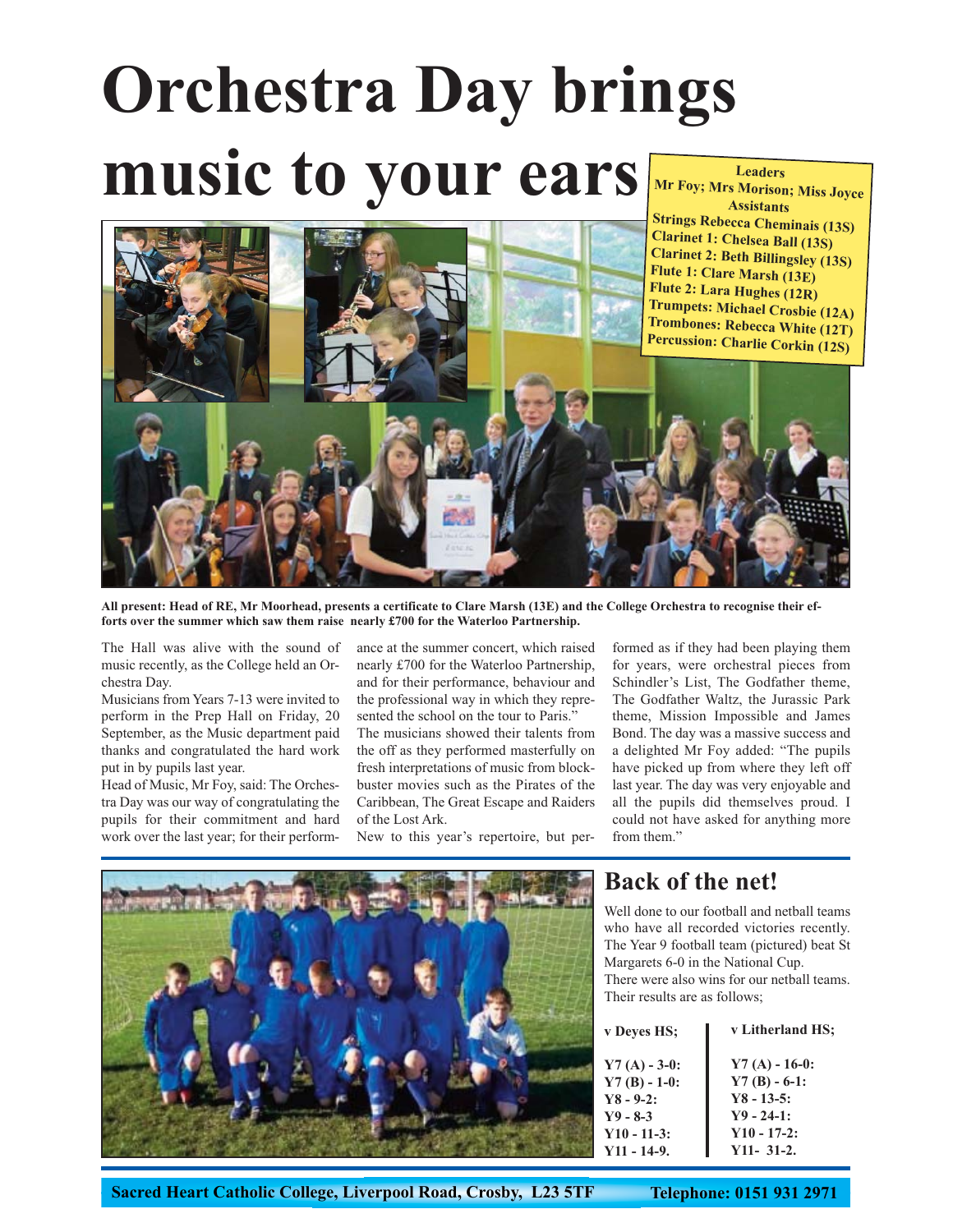# Orchestra Day brings music to your ears

**Leaders**
**Mr Foy; Mrs Morison; Miss Joyce**
**Assistants**
**Strings Rebecca Cheminais (13S)**
**Clarinet 1: Chelsea Ball (13S)**
**Clarinet 2: Beth Billingsley (13S)**
**Flute 1: Clare Marsh (13E)**
**Flute 2: Lara Hughes (12R)**
**Trumpets: Michael Crosbie (12A)**
**Trombones: Rebecca White (12T)**
**Percussion: Charlie Corkin (12S)**

**All present: Head of RE, Mr Moorhead, presents a certificate to Clare Marsh (13E) and the College Orchestra to recognise their efforts over the summer which saw them raise nearly £700 for the Waterloo Partnership.**

The Hall was alive with the sound of music recently, as the College held an Orchestra Day.

Musicians from Years 7-13 were invited to perform in the Prep Hall on Friday, 20 September, as the Music department paid thanks and congratulated the hard work put in by pupils last year.

Head of Music, Mr Foy, said: The Orchestra Day was our way of congratulating the pupils for their commitment and hard work over the last year; for their performance at the summer concert, which raised nearly £700 for the Waterloo Partnership, and for their performance, behaviour and the professional way in which they represented the school on the tour to Paris."

The musicians showed their talents from the off as they performed masterfully on fresh interpretations of music from blockbuster movies such as the Pirates of the Caribbean, The Great Escape and Raiders of the Lost Ark.

New to this year's repertoire, but performed as if they had been playing them for years, were orchestral pieces from Schindler's List, The Godfather theme, The Godfather Waltz, the Jurassic Park theme, Mission Impossible and James Bond. The day was a massive success and a delighted Mr Foy added: "The pupils have picked up from where they left off last year. The day was very enjoyable and all the pupils did themselves proud. I could not have asked for anything more from them."

## Back of the net!

Well done to our football and netball teams who have all recorded victories recently. The Year 9 football team (pictured) beat St Margarets 6-0 in the National Cup.

There were also wins for our netball teams. Their results are as follows;

| v Deyes HS; | v Litherland HS; |
|---|---|
| Y7 (A) - 3-0: | Y7 (A) - 16-0: |
| Y7 (B) - 1-0: | Y7 (B) - 6-1: |
| Y8 - 9-2: | Y8 - 13-5: |
| Y9 - 8-3 | Y9 - 24-1: |
| Y10 - 11-3: | Y10 - 17-2: |
| Y11 - 14-9. | Y11- 31-2. |

Sacred Heart Catholic College, Liverpool Road, Crosby, L23 5TF    Telephone: 0151 931 2971